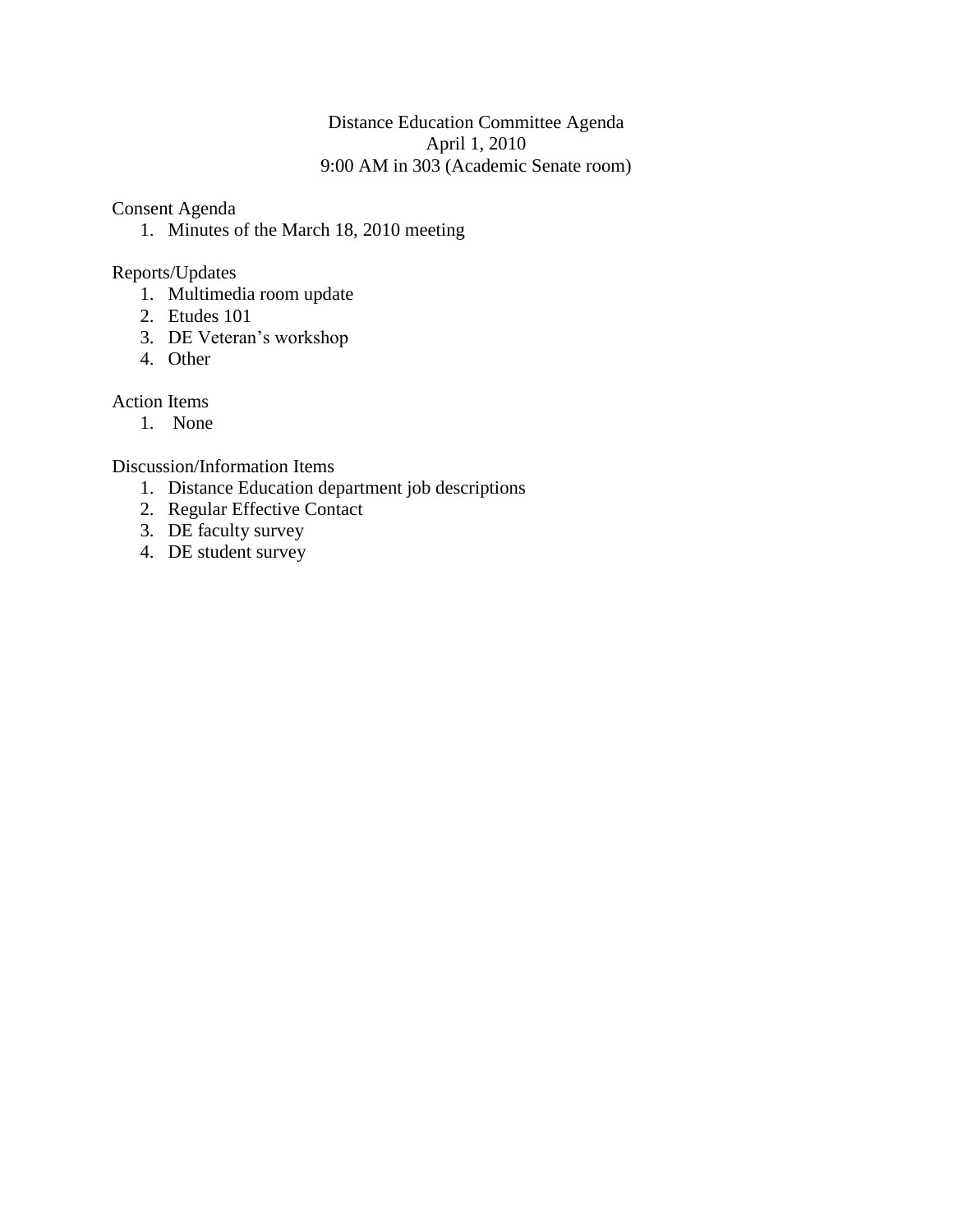# Distance Education Committee Agenda

April 1, 2010

9:00 AM in 303 (Academic Senate room)

## Consent Agenda

1. Minutes of the March 18, 2010 meeting

## Reports/Updates

1. Multimedia room update
2. Etudes 101
3. DE Veteran's workshop
4. Other

## Action Items

1. None

## Discussion/Information Items

1. Distance Education department job descriptions
2. Regular Effective Contact
3. DE faculty survey
4. DE student survey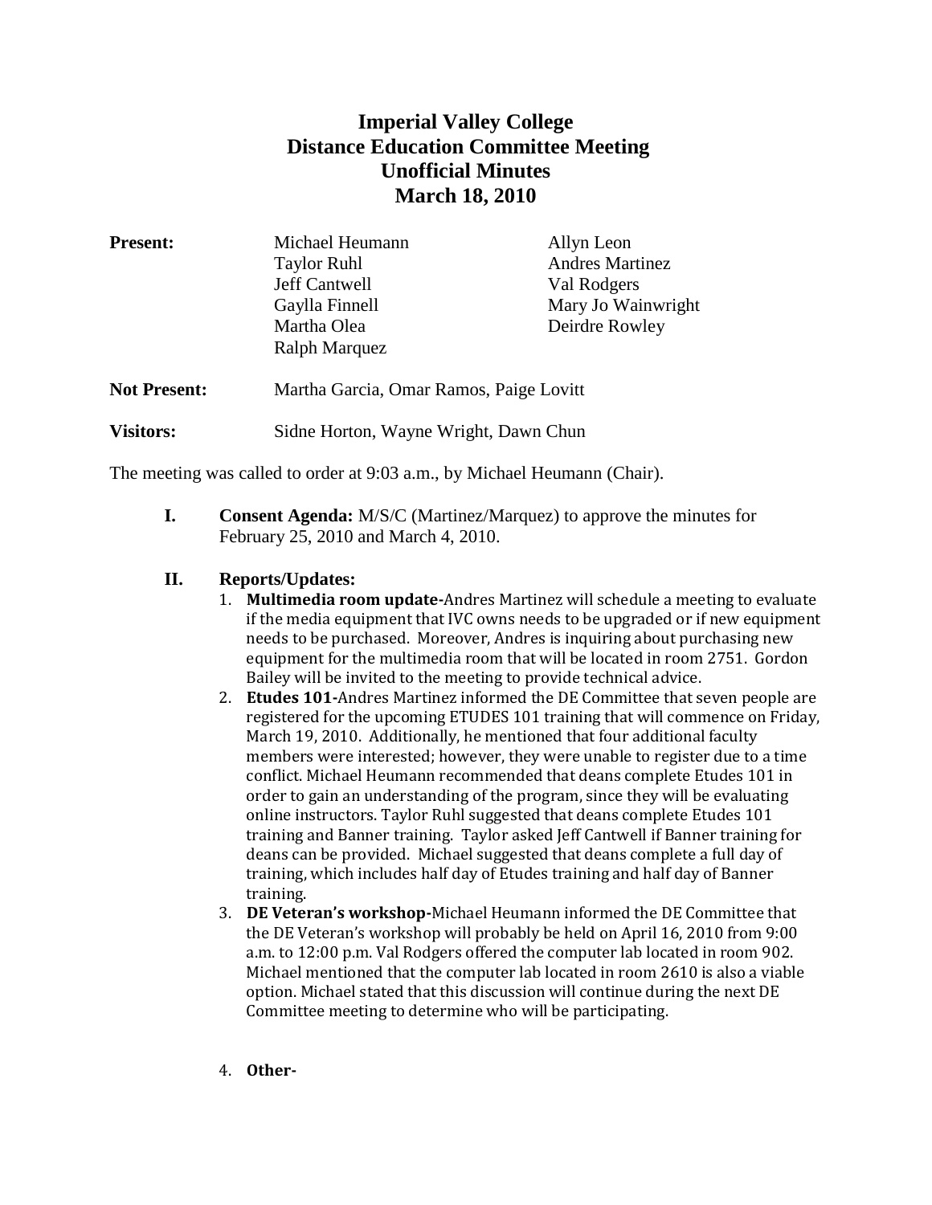# Imperial Valley College
# Distance Education Committee Meeting
# Unofficial Minutes
# March 18, 2010

**Present:** Michael Heumann, Taylor Ruhl, Jeff Cantwell, Gaylla Finnell, Martha Olea, Ralph Marquez, Allyn Leon, Andres Martinez, Val Rodgers, Mary Jo Wainwright, Deirdre Rowley

**Not Present:** Martha Garcia, Omar Ramos, Paige Lovitt

**Visitors:** Sidne Horton, Wayne Wright, Dawn Chun

The meeting was called to order at 9:03 a.m., by Michael Heumann (Chair).

**I. Consent Agenda:** M/S/C (Martinez/Marquez) to approve the minutes for February 25, 2010 and March 4, 2010.

**II. Reports/Updates:**

1. **Multimedia room update-**Andres Martinez will schedule a meeting to evaluate if the media equipment that IVC owns needs to be upgraded or if new equipment needs to be purchased. Moreover, Andres is inquiring about purchasing new equipment for the multimedia room that will be located in room 2751. Gordon Bailey will be invited to the meeting to provide technical advice.
2. **Etudes 101-**Andres Martinez informed the DE Committee that seven people are registered for the upcoming ETUDES 101 training that will commence on Friday, March 19, 2010. Additionally, he mentioned that four additional faculty members were interested; however, they were unable to register due to a time conflict. Michael Heumann recommended that deans complete Etudes 101 in order to gain an understanding of the program, since they will be evaluating online instructors. Taylor Ruhl suggested that deans complete Etudes 101 training and Banner training. Taylor asked Jeff Cantwell if Banner training for deans can be provided. Michael suggested that deans complete a full day of training, which includes half day of Etudes training and half day of Banner training.
3. **DE Veteran's workshop-**Michael Heumann informed the DE Committee that the DE Veteran's workshop will probably be held on April 16, 2010 from 9:00 a.m. to 12:00 p.m. Val Rodgers offered the computer lab located in room 902. Michael mentioned that the computer lab located in room 2610 is also a viable option. Michael stated that this discussion will continue during the next DE Committee meeting to determine who will be participating.
4. **Other-**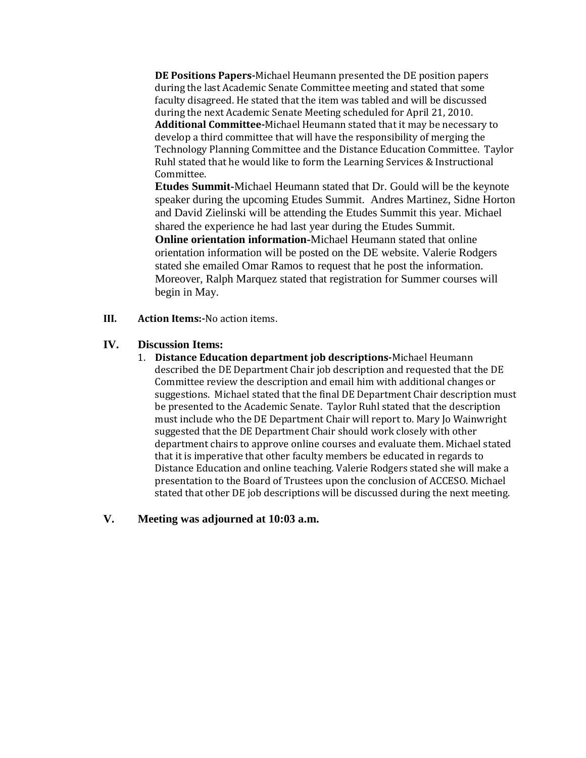**DE Positions Papers-**Michael Heumann presented the DE position papers during the last Academic Senate Committee meeting and stated that some faculty disagreed. He stated that the item was tabled and will be discussed during the next Academic Senate Meeting scheduled for April 21, 2010.

**Additional Committee-**Michael Heumann stated that it may be necessary to develop a third committee that will have the responsibility of merging the Technology Planning Committee and the Distance Education Committee. Taylor Ruhl stated that he would like to form the Learning Services & Instructional Committee.

**Etudes Summit-**Michael Heumann stated that Dr. Gould will be the keynote speaker during the upcoming Etudes Summit. Andres Martinez, Sidne Horton and David Zielinski will be attending the Etudes Summit this year. Michael shared the experience he had last year during the Etudes Summit.

**Online orientation information-**Michael Heumann stated that online orientation information will be posted on the DE website. Valerie Rodgers stated she emailed Omar Ramos to request that he post the information. Moreover, Ralph Marquez stated that registration for Summer courses will begin in May.

**III. Action Items:-**No action items.

**IV. Discussion Items:**

1. **Distance Education department job descriptions-**Michael Heumann described the DE Department Chair job description and requested that the DE Committee review the description and email him with additional changes or suggestions. Michael stated that the final DE Department Chair description must be presented to the Academic Senate. Taylor Ruhl stated that the description must include who the DE Department Chair will report to. Mary Jo Wainwright suggested that the DE Department Chair should work closely with other department chairs to approve online courses and evaluate them. Michael stated that it is imperative that other faculty members be educated in regards to Distance Education and online teaching. Valerie Rodgers stated she will make a presentation to the Board of Trustees upon the conclusion of ACCESO. Michael stated that other DE job descriptions will be discussed during the next meeting.

**V. Meeting was adjourned at 10:03 a.m.**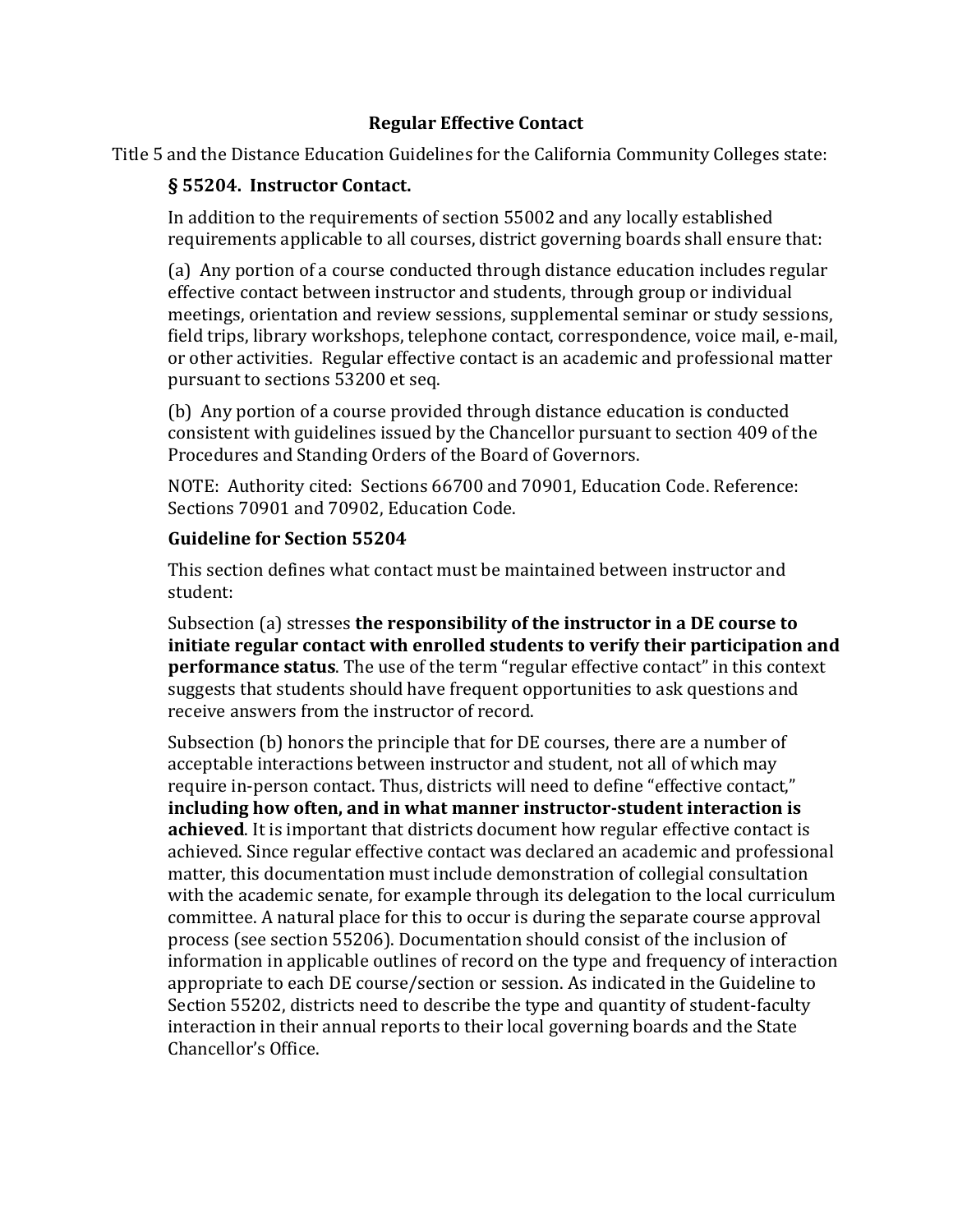## Regular Effective Contact

Title 5 and the Distance Education Guidelines for the California Community Colleges state:

### § 55204. Instructor Contact.

In addition to the requirements of section 55002 and any locally established requirements applicable to all courses, district governing boards shall ensure that:

(a) Any portion of a course conducted through distance education includes regular effective contact between instructor and students, through group or individual meetings, orientation and review sessions, supplemental seminar or study sessions, field trips, library workshops, telephone contact, correspondence, voice mail, e-mail, or other activities. Regular effective contact is an academic and professional matter pursuant to sections 53200 et seq.

(b) Any portion of a course provided through distance education is conducted consistent with guidelines issued by the Chancellor pursuant to section 409 of the Procedures and Standing Orders of the Board of Governors.

NOTE: Authority cited: Sections 66700 and 70901, Education Code. Reference: Sections 70901 and 70902, Education Code.

### Guideline for Section 55204

This section defines what contact must be maintained between instructor and student:

Subsection (a) stresses **the responsibility of the instructor in a DE course to initiate regular contact with enrolled students to verify their participation and performance status**. The use of the term "regular effective contact" in this context suggests that students should have frequent opportunities to ask questions and receive answers from the instructor of record.

Subsection (b) honors the principle that for DE courses, there are a number of acceptable interactions between instructor and student, not all of which may require in-person contact. Thus, districts will need to define "effective contact," **including how often, and in what manner instructor-student interaction is achieved**. It is important that districts document how regular effective contact is achieved. Since regular effective contact was declared an academic and professional matter, this documentation must include demonstration of collegial consultation with the academic senate, for example through its delegation to the local curriculum committee. A natural place for this to occur is during the separate course approval process (see section 55206). Documentation should consist of the inclusion of information in applicable outlines of record on the type and frequency of interaction appropriate to each DE course/section or session. As indicated in the Guideline to Section 55202, districts need to describe the type and quantity of student-faculty interaction in their annual reports to their local governing boards and the State Chancellor's Office.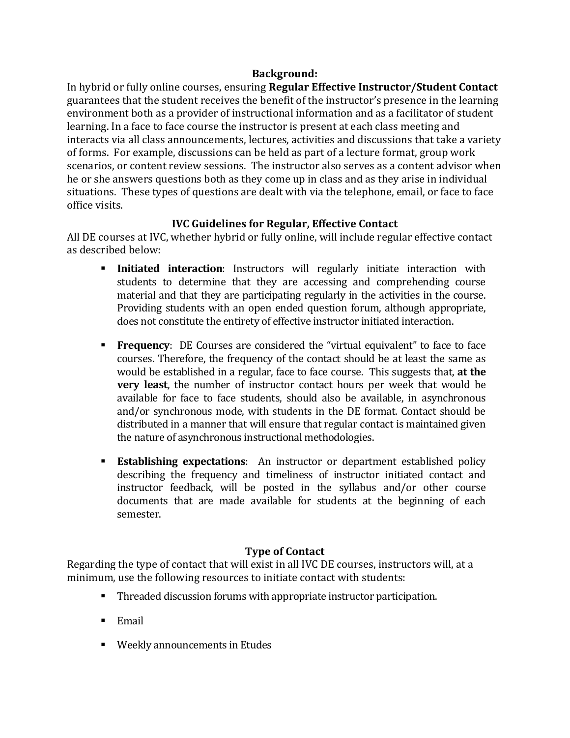## Background:

In hybrid or fully online courses, ensuring **Regular Effective Instructor/Student Contact** guarantees that the student receives the benefit of the instructor's presence in the learning environment both as a provider of instructional information and as a facilitator of student learning. In a face to face course the instructor is present at each class meeting and interacts via all class announcements, lectures, activities and discussions that take a variety of forms. For example, discussions can be held as part of a lecture format, group work scenarios, or content review sessions. The instructor also serves as a content advisor when he or she answers questions both as they come up in class and as they arise in individual situations. These types of questions are dealt with via the telephone, email, or face to face office visits.

## IVC Guidelines for Regular, Effective Contact

All DE courses at IVC, whether hybrid or fully online, will include regular effective contact as described below:

- **Initiated interaction**: Instructors will regularly initiate interaction with students to determine that they are accessing and comprehending course material and that they are participating regularly in the activities in the course. Providing students with an open ended question forum, although appropriate, does not constitute the entirety of effective instructor initiated interaction.

- **Frequency**: DE Courses are considered the "virtual equivalent" to face to face courses. Therefore, the frequency of the contact should be at least the same as would be established in a regular, face to face course. This suggests that, **at the very least**, the number of instructor contact hours per week that would be available for face to face students, should also be available, in asynchronous and/or synchronous mode, with students in the DE format. Contact should be distributed in a manner that will ensure that regular contact is maintained given the nature of asynchronous instructional methodologies.

- **Establishing expectations**: An instructor or department established policy describing the frequency and timeliness of instructor initiated contact and instructor feedback, will be posted in the syllabus and/or other course documents that are made available for students at the beginning of each semester.

## Type of Contact

Regarding the type of contact that will exist in all IVC DE courses, instructors will, at a minimum, use the following resources to initiate contact with students:

- Threaded discussion forums with appropriate instructor participation.

- Email

- Weekly announcements in Etudes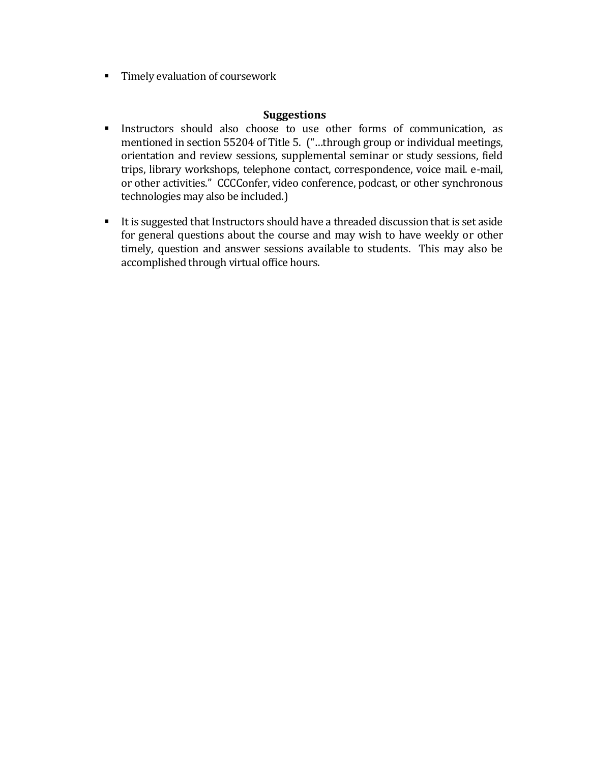- Timely evaluation of coursework

**Suggestions**

- Instructors should also choose to use other forms of communication, as mentioned in section 55204 of Title 5. ("…through group or individual meetings, orientation and review sessions, supplemental seminar or study sessions, field trips, library workshops, telephone contact, correspondence, voice mail. e-mail, or other activities." CCCConfer, video conference, podcast, or other synchronous technologies may also be included.)

- It is suggested that Instructors should have a threaded discussion that is set aside for general questions about the course and may wish to have weekly or other timely, question and answer sessions available to students. This may also be accomplished through virtual office hours.